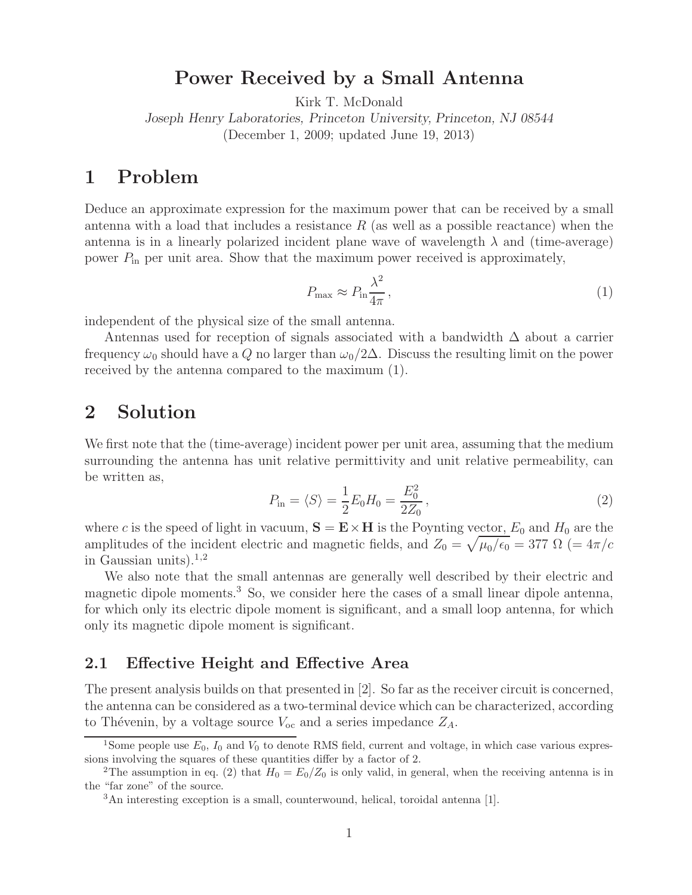# Power Received by a Small Antenna

Kirk T. McDonald

*Joseph Henry Laboratories, Princeton University, Princeton, NJ 08544*

(December 1, 2009; updated June 19, 2013)

## 1 Problem

Deduce an approximate expression for the maximum power that can be received by a small antenna with a load that includes a resistance $R$ (as well as a possible reactance) when the antenna is in a linearly polarized incident plane wave of wavelength $\lambda$ and (time-average) power $P_{\rm in}$ per unit area. Show that the maximum power received is approximately,

$$P_{\rm max} \approx P_{\rm in} \frac{\lambda^2}{4\pi}, \tag{1}$$

independent of the physical size of the small antenna.

Antennas used for reception of signals associated with a bandwidth $\Delta$ about a carrier frequency $\omega_0$ should have a $Q$ no larger than $\omega_0/2\Delta$. Discuss the resulting limit on the power received by the antenna compared to the maximum (1).

## 2 Solution

We first note that the (time-average) incident power per unit area, assuming that the medium surrounding the antenna has unit relative permittivity and unit relative permeability, can be written as,

$$P_{\rm in} = \langle S \rangle = \frac{1}{2} E_0 H_0 = \frac{E_0^2}{2Z_0}, \tag{2}$$

where $c$ is the speed of light in vacuum, $\mathbf{S} = \mathbf{E} \times \mathbf{H}$ is the Poynting vector, $E_0$ and $H_0$ are the amplitudes of the incident electric and magnetic fields, and $Z_0 = \sqrt{\mu_0/\epsilon_0} = 377\ \Omega$ ($= 4\pi/c$ in Gaussian units).[1,2]

We also note that the small antennas are generally well described by their electric and magnetic dipole moments.[3] So, we consider here the cases of a small linear dipole antenna, for which only its electric dipole moment is significant, and a small loop antenna, for which only its magnetic dipole moment is significant.

### 2.1 Effective Height and Effective Area

The present analysis builds on that presented in [2]. So far as the receiver circuit is concerned, the antenna can be considered as a two-terminal device which can be characterized, according to Thévenin, by a voltage source $V_{\rm oc}$ and a series impedance $Z_A$.

[1] Some people use $E_0$, $I_0$ and $V_0$ to denote RMS field, current and voltage, in which case various expressions involving the squares of these quantities differ by a factor of 2.

[2] The assumption in eq. (2) that $H_0 = E_0/Z_0$ is only valid, in general, when the receiving antenna is in the "far zone" of the source.

[3] An interesting exception is a small, counterwound, helical, toroidal antenna [1].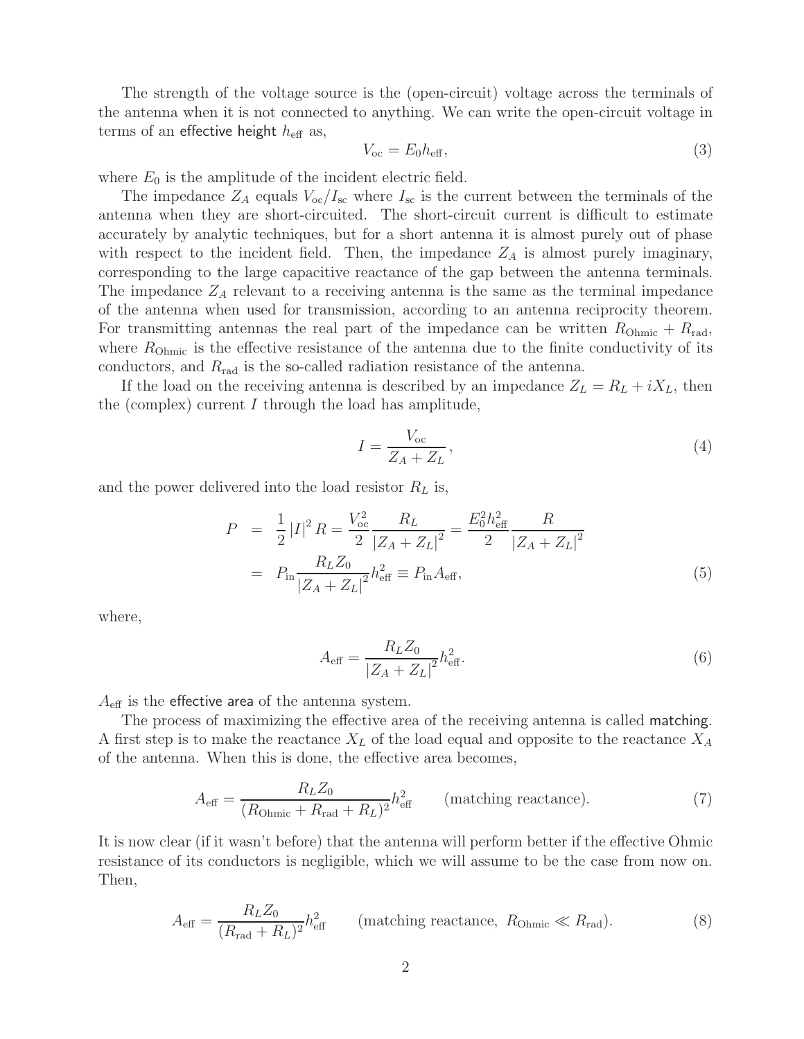The strength of the voltage source is the (open-circuit) voltage across the terminals of the antenna when it is not connected to anything. We can write the open-circuit voltage in terms of an effective height $h_{\rm eff}$ as,

$$V_{\rm oc} = E_0 h_{\rm eff}, \tag{3}$$

where $E_0$ is the amplitude of the incident electric field.

The impedance $Z_A$ equals $V_{\rm oc}/I_{\rm sc}$ where $I_{\rm sc}$ is the current between the terminals of the antenna when they are short-circuited. The short-circuit current is difficult to estimate accurately by analytic techniques, but for a short antenna it is almost purely out of phase with respect to the incident field. Then, the impedance $Z_A$ is almost purely imaginary, corresponding to the large capacitive reactance of the gap between the antenna terminals. The impedance $Z_A$ relevant to a receiving antenna is the same as the terminal impedance of the antenna when used for transmission, according to an antenna reciprocity theorem. For transmitting antennas the real part of the impedance can be written $R_{\rm Ohmic} + R_{\rm rad}$, where $R_{\rm Ohmic}$ is the effective resistance of the antenna due to the finite conductivity of its conductors, and $R_{\rm rad}$ is the so-called radiation resistance of the antenna.

If the load on the receiving antenna is described by an impedance $Z_L = R_L + iX_L$, then the (complex) current $I$ through the load has amplitude,

$$I = \frac{V_{\rm oc}}{Z_A + Z_L}, \tag{4}$$

and the power delivered into the load resistor $R_L$ is,

$$\begin{aligned} P &= \frac{1}{2}|I|^2 R = \frac{V_{\rm oc}^2}{2}\frac{R_L}{|Z_A + Z_L|^2} = \frac{E_0^2 h_{\rm eff}^2}{2}\frac{R}{|Z_A + Z_L|^2} \\ &= P_{\rm in}\frac{R_L Z_0}{|Z_A + Z_L|^2}h_{\rm eff}^2 \equiv P_{\rm in} A_{\rm eff}, \end{aligned} \tag{5}$$

where,

$$A_{\rm eff} = \frac{R_L Z_0}{|Z_A + Z_L|^2}h_{\rm eff}^2. \tag{6}$$

$A_{\rm eff}$ is the effective area of the antenna system.

The process of maximizing the effective area of the receiving antenna is called matching. A first step is to make the reactance $X_L$ of the load equal and opposite to the reactance $X_A$ of the antenna. When this is done, the effective area becomes,

$$A_{\rm eff} = \frac{R_L Z_0}{(R_{\rm Ohmic} + R_{\rm rad} + R_L)^2}h_{\rm eff}^2 \qquad \text{(matching reactance)}. \tag{7}$$

It is now clear (if it wasn't before) that the antenna will perform better if the effective Ohmic resistance of its conductors is negligible, which we will assume to be the case from now on. Then,

$$A_{\rm eff} = \frac{R_L Z_0}{(R_{\rm rad} + R_L)^2}h_{\rm eff}^2 \qquad (\text{matching reactance},\ R_{\rm Ohmic} \ll R_{\rm rad}). \tag{8}$$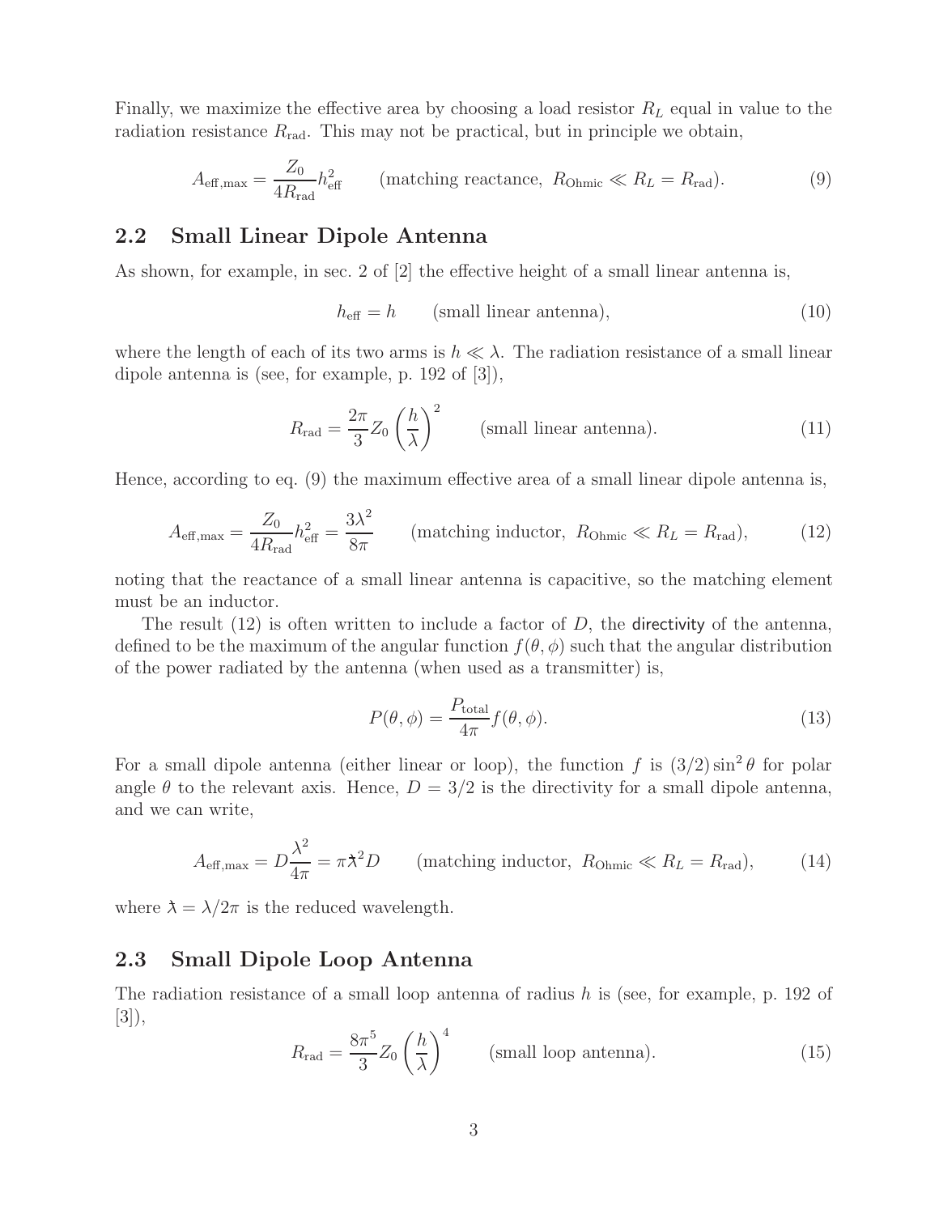Finally, we maximize the effective area by choosing a load resistor $R_L$ equal in value to the radiation resistance $R_{\rm rad}$. This may not be practical, but in principle we obtain,

$$A_{\rm eff,max} = \frac{Z_0}{4R_{\rm rad}} h_{\rm eff}^2 \qquad \text{(matching reactance, } R_{\rm Ohmic} \ll R_L = R_{\rm rad}). \tag{9}$$

## 2.2 Small Linear Dipole Antenna

As shown, for example, in sec. 2 of [2] the effective height of a small linear antenna is,

$$h_{\rm eff} = h \qquad \text{(small linear antenna)}, \tag{10}$$

where the length of each of its two arms is $h \ll \lambda$. The radiation resistance of a small linear dipole antenna is (see, for example, p. 192 of [3]),

$$R_{\rm rad} = \frac{2\pi}{3} Z_0 \left(\frac{h}{\lambda}\right)^2 \qquad \text{(small linear antenna)}. \tag{11}$$

Hence, according to eq. (9) the maximum effective area of a small linear dipole antenna is,

$$A_{\rm eff,max} = \frac{Z_0}{4R_{\rm rad}} h_{\rm eff}^2 = \frac{3\lambda^2}{8\pi} \qquad \text{(matching inductor, } R_{\rm Ohmic} \ll R_L = R_{\rm rad}), \tag{12}$$

noting that the reactance of a small linear antenna is capacitive, so the matching element must be an inductor.

The result (12) is often written to include a factor of $D$, the directivity of the antenna, defined to be the maximum of the angular function $f(\theta, \phi)$ such that the angular distribution of the power radiated by the antenna (when used as a transmitter) is,

$$P(\theta, \phi) = \frac{P_{\rm total}}{4\pi} f(\theta, \phi). \tag{13}$$

For a small dipole antenna (either linear or loop), the function $f$ is $(3/2)\sin^2\theta$ for polar angle $\theta$ to the relevant axis. Hence, $D = 3/2$ is the directivity for a small dipole antenna, and we can write,

$$A_{\rm eff,max} = D\frac{\lambda^2}{4\pi} = \pi \lambda\!\!\!^{-}{}^2 D \qquad \text{(matching inductor, } R_{\rm Ohmic} \ll R_L = R_{\rm rad}), \tag{14}$$

where $\lambda\!\!\!^{-} = \lambda/2\pi$ is the reduced wavelength.

## 2.3 Small Dipole Loop Antenna

The radiation resistance of a small loop antenna of radius $h$ is (see, for example, p. 192 of [3]),

$$R_{\rm rad} = \frac{8\pi^5}{3} Z_0 \left(\frac{h}{\lambda}\right)^4 \qquad \text{(small loop antenna)}. \tag{15}$$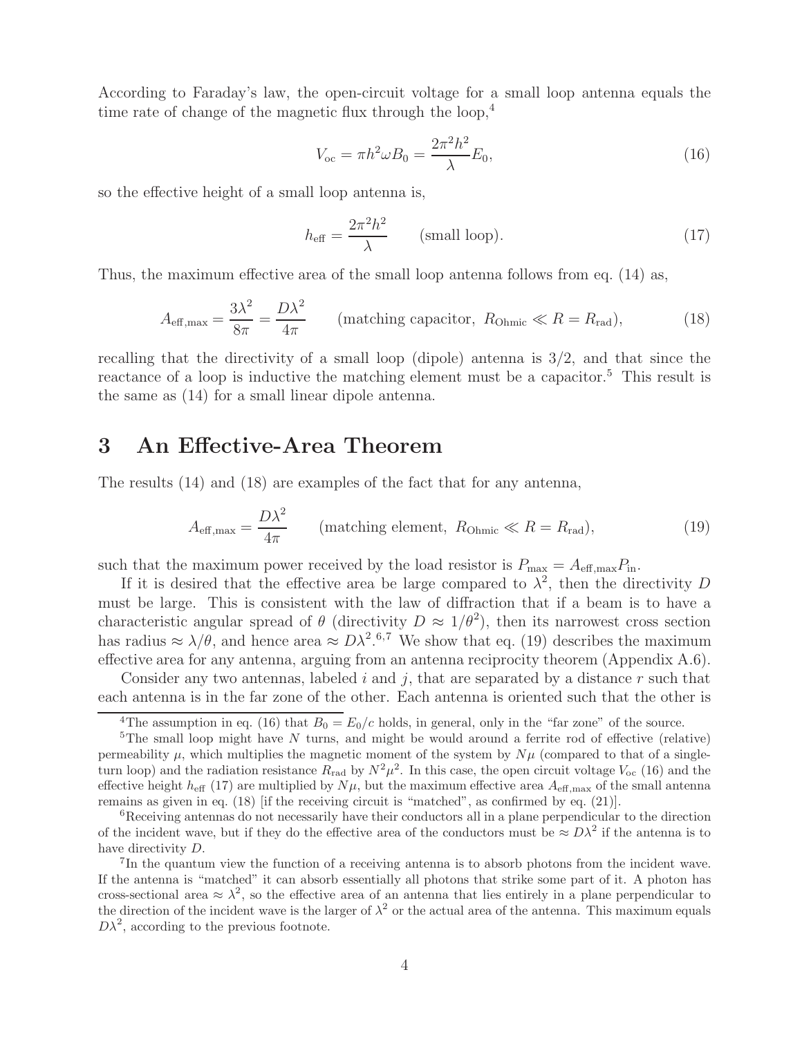According to Faraday's law, the open-circuit voltage for a small loop antenna equals the time rate of change of the magnetic flux through the loop,[4]

$$V_{\rm oc} = \pi h^2 \omega B_0 = \frac{2\pi^2 h^2}{\lambda} E_0, \tag{16}$$

so the effective height of a small loop antenna is,

$$h_{\rm eff} = \frac{2\pi^2 h^2}{\lambda} \qquad \text{(small loop)}. \tag{17}$$

Thus, the maximum effective area of the small loop antenna follows from eq. (14) as,

$$A_{\rm eff,max} = \frac{3\lambda^2}{8\pi} = \frac{D\lambda^2}{4\pi} \qquad \text{(matching capacitor, } R_{\rm Ohmic} \ll R = R_{\rm rad}), \tag{18}$$

recalling that the directivity of a small loop (dipole) antenna is 3/2, and that since the reactance of a loop is inductive the matching element must be a capacitor.[5] This result is the same as (14) for a small linear dipole antenna.

# 3 An Effective-Area Theorem

The results (14) and (18) are examples of the fact that for any antenna,

$$A_{\rm eff,max} = \frac{D\lambda^2}{4\pi} \qquad \text{(matching element, } R_{\rm Ohmic} \ll R = R_{\rm rad}), \tag{19}$$

such that the maximum power received by the load resistor is $P_{\rm max} = A_{\rm eff,max} P_{\rm in}$.

If it is desired that the effective area be large compared to $\lambda^2$, then the directivity $D$ must be large. This is consistent with the law of diffraction that if a beam is to have a characteristic angular spread of $\theta$ (directivity $D \approx 1/\theta^2$), then its narrowest cross section has radius $\approx \lambda/\theta$, and hence area $\approx D\lambda^2$.[6,7] We show that eq. (19) describes the maximum effective area for any antenna, arguing from an antenna reciprocity theorem (Appendix A.6).

Consider any two antennas, labeled $i$ and $j$, that are separated by a distance $r$ such that each antenna is in the far zone of the other. Each antenna is oriented such that the other is

---

[4] The assumption in eq. (16) that $B_0 = E_0/c$ holds, in general, only in the "far zone" of the source.

[5] The small loop might have $N$ turns, and might be would around a ferrite rod of effective (relative) permeability $\mu$, which multiplies the magnetic moment of the system by $N\mu$ (compared to that of a single-turn loop) and the radiation resistance $R_{\rm rad}$ by $N^2\mu^2$. In this case, the open circuit voltage $V_{\rm oc}$ (16) and the effective height $h_{\rm eff}$ (17) are multiplied by $N\mu$, but the maximum effective area $A_{\rm eff,max}$ of the small antenna remains as given in eq. (18) [if the receiving circuit is "matched", as confirmed by eq. (21)].

[6] Receiving antennas do not necessarily have their conductors all in a plane perpendicular to the direction of the incident wave, but if they do the effective area of the conductors must be $\approx D\lambda^2$ if the antenna is to have directivity $D$.

[7] In the quantum view the function of a receiving antenna is to absorb photons from the incident wave. If the antenna is "matched" it can absorb essentially all photons that strike some part of it. A photon has cross-sectional area $\approx \lambda^2$, so the effective area of an antenna that lies entirely in a plane perpendicular to the direction of the incident wave is the larger of $\lambda^2$ or the actual area of the antenna. This maximum equals $D\lambda^2$, according to the previous footnote.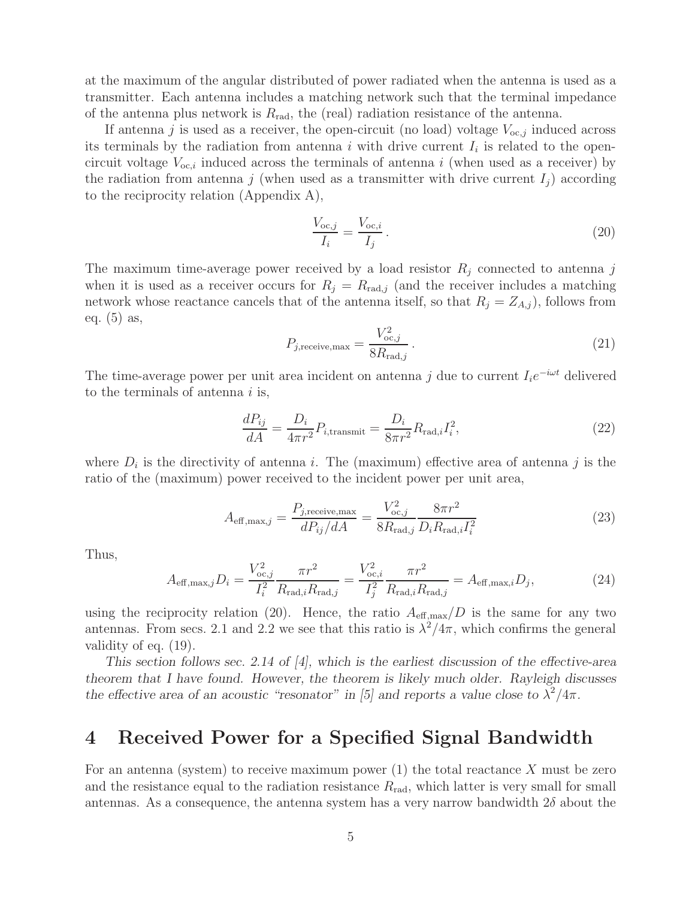at the maximum of the angular distributed of power radiated when the antenna is used as a transmitter. Each antenna includes a matching network such that the terminal impedance of the antenna plus network is $R_{\rm rad}$, the (real) radiation resistance of the antenna.

If antenna $j$ is used as a receiver, the open-circuit (no load) voltage $V_{{\rm oc},j}$ induced across its terminals by the radiation from antenna $i$ with drive current $I_i$ is related to the open-circuit voltage $V_{{\rm oc},i}$ induced across the terminals of antenna $i$ (when used as a receiver) by the radiation from antenna $j$ (when used as a transmitter with drive current $I_j$) according to the reciprocity relation (Appendix A),

$$\frac{V_{{\rm oc},j}}{I_i} = \frac{V_{{\rm oc},i}}{I_j}\,. \tag{20}$$

The maximum time-average power received by a load resistor $R_j$ connected to antenna $j$ when it is used as a receiver occurs for $R_j = R_{{\rm rad},j}$ (and the receiver includes a matching network whose reactance cancels that of the antenna itself, so that $R_j = Z_{A,j}$), follows from eq. (5) as,

$$P_{j,{\rm receive,max}} = \frac{V_{{\rm oc},j}^2}{8R_{{\rm rad},j}}\,. \tag{21}$$

The time-average power per unit area incident on antenna $j$ due to current $I_i e^{-i\omega t}$ delivered to the terminals of antenna $i$ is,

$$\frac{dP_{ij}}{dA} = \frac{D_i}{4\pi r^2} P_{i,{\rm transmit}} = \frac{D_i}{8\pi r^2} R_{{\rm rad},i} I_i^2, \tag{22}$$

where $D_i$ is the directivity of antenna $i$. The (maximum) effective area of antenna $j$ is the ratio of the (maximum) power received to the incident power per unit area,

$$A_{{\rm eff,max},j} = \frac{P_{j,{\rm receive,max}}}{dP_{ij}/dA} = \frac{V_{{\rm oc},j}^2}{8R_{{\rm rad},j}} \frac{8\pi r^2}{D_i R_{{\rm rad},i} I_i^2} \tag{23}$$

Thus,

$$A_{{\rm eff,max},j} D_i = \frac{V_{{\rm oc},j}^2}{I_i^2} \frac{\pi r^2}{R_{{\rm rad},i} R_{{\rm rad},j}} = \frac{V_{{\rm oc},i}^2}{I_j^2} \frac{\pi r^2}{R_{{\rm rad},i} R_{{\rm rad},j}} = A_{{\rm eff,max},i} D_j, \tag{24}$$

using the reciprocity relation (20). Hence, the ratio $A_{\rm eff,max}/D$ is the same for any two antennas. From secs. 2.1 and 2.2 we see that this ratio is $\lambda^2/4\pi$, which confirms the general validity of eq. (19).

*This section follows sec. 2.14 of [4], which is the earliest discussion of the effective-area theorem that I have found. However, the theorem is likely much older. Rayleigh discusses the effective area of an acoustic "resonator" in [5] and reports a value close to $\lambda^2/4\pi$.*

# 4 Received Power for a Specified Signal Bandwidth

For an antenna (system) to receive maximum power (1) the total reactance $X$ must be zero and the resistance equal to the radiation resistance $R_{\rm rad}$, which latter is very small for small antennas. As a consequence, the antenna system has a very narrow bandwidth $2\delta$ about the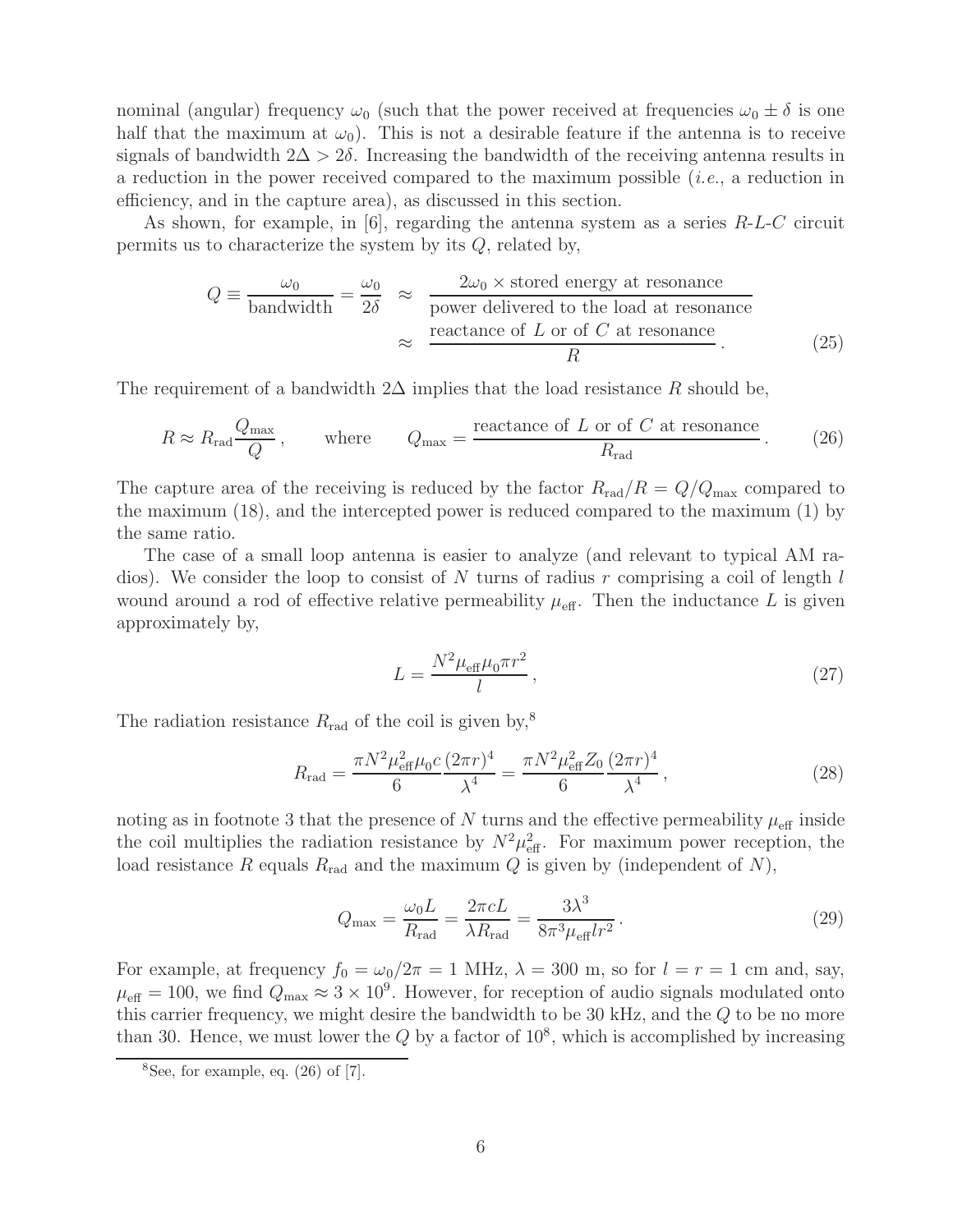nominal (angular) frequency $\omega_0$ (such that the power received at frequencies $\omega_0 \pm \delta$ is one half that the maximum at $\omega_0$). This is not a desirable feature if the antenna is to receive signals of bandwidth $2\Delta > 2\delta$. Increasing the bandwidth of the receiving antenna results in a reduction in the power received compared to the maximum possible (*i.e.*, a reduction in efficiency, and in the capture area), as discussed in this section.

As shown, for example, in [6], regarding the antenna system as a series $R$-$L$-$C$ circuit permits us to characterize the system by its $Q$, related by,

$$
\begin{aligned}
Q \equiv \frac{\omega_0}{\text{bandwidth}} = \frac{\omega_0}{2\delta} \;&\approx\; \frac{2\omega_0 \times \text{stored energy at resonance}}{\text{power delivered to the load at resonance}} \\
&\approx\; \frac{\text{reactance of } L \text{ or of } C \text{ at resonance}}{R} \, . \qquad (25)
\end{aligned}
$$

The requirement of a bandwidth $2\Delta$ implies that the load resistance $R$ should be,

$$
R \approx R_{\text{rad}} \frac{Q_{\max}}{Q} \, , \qquad \text{where} \qquad Q_{\max} = \frac{\text{reactance of } L \text{ or of } C \text{ at resonance}}{R_{\text{rad}}} \, . \qquad (26)
$$

The capture area of the receiving is reduced by the factor $R_{\text{rad}}/R = Q/Q_{\max}$ compared to the maximum (18), and the intercepted power is reduced compared to the maximum (1) by the same ratio.

The case of a small loop antenna is easier to analyze (and relevant to typical AM radios). We consider the loop to consist of $N$ turns of radius $r$ comprising a coil of length $l$ wound around a rod of effective relative permeability $\mu_{\text{eff}}$. Then the inductance $L$ is given approximately by,

$$
L = \frac{N^2 \mu_{\text{eff}} \mu_0 \pi r^2}{l} \, , \qquad (27)
$$

The radiation resistance $R_{\text{rad}}$ of the coil is given by,[8]

$$
R_{\text{rad}} = \frac{\pi N^2 \mu_{\text{eff}}^2 \mu_0 c}{6} \frac{(2\pi r)^4}{\lambda^4} = \frac{\pi N^2 \mu_{\text{eff}}^2 Z_0}{6} \frac{(2\pi r)^4}{\lambda^4} \, , \qquad (28)
$$

noting as in footnote 3 that the presence of $N$ turns and the effective permeability $\mu_{\text{eff}}$ inside the coil multiplies the radiation resistance by $N^2 \mu_{\text{eff}}^2$. For maximum power reception, the load resistance $R$ equals $R_{\text{rad}}$ and the maximum $Q$ is given by (independent of $N$),

$$
Q_{\max} = \frac{\omega_0 L}{R_{\text{rad}}} = \frac{2\pi c L}{\lambda R_{\text{rad}}} = \frac{3\lambda^3}{8\pi^3 \mu_{\text{eff}} l r^2} \, . \qquad (29)
$$

For example, at frequency $f_0 = \omega_0/2\pi = 1$ MHz, $\lambda = 300$ m, so for $l = r = 1$ cm and, say, $\mu_{\text{eff}} = 100$, we find $Q_{\max} \approx 3 \times 10^9$. However, for reception of audio signals modulated onto this carrier frequency, we might desire the bandwidth to be 30 kHz, and the $Q$ to be no more than 30. Hence, we must lower the $Q$ by a factor of $10^8$, which is accomplished by increasing

[8] See, for example, eq. (26) of [7].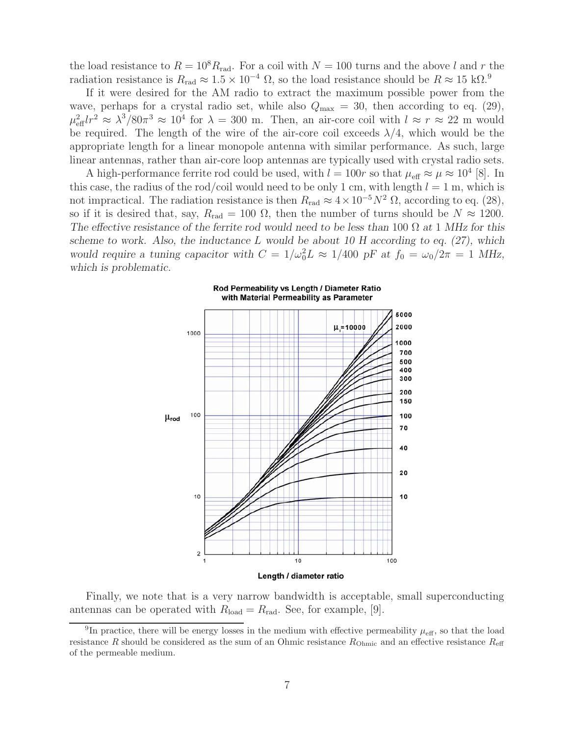the load resistance to $R = 10^8 R_{\rm rad}$. For a coil with $N = 100$ turns and the above $l$ and $r$ the radiation resistance is $R_{\rm rad} \approx 1.5 \times 10^{-4}\ \Omega$, so the load resistance should be $R \approx 15$ k$\Omega$.[9]

If it were desired for the AM radio to extract the maximum possible power from the wave, perhaps for a crystal radio set, while also $Q_{\rm max} = 30$, then according to eq. (29), $\mu_{\rm eff}^2 l r^2 \approx \lambda^3/80\pi^3 \approx 10^4$ for $\lambda = 300$ m. Then, an air-core coil with $l \approx r \approx 22$ m would be required. The length of the wire of the air-core coil exceeds $\lambda/4$, which would be the appropriate length for a linear monopole antenna with similar performance. As such, large linear antennas, rather than air-core loop antennas are typically used with crystal radio sets.

A high-performance ferrite rod could be used, with $l = 100r$ so that $\mu_{\rm eff} \approx \mu \approx 10^4$ [8]. In this case, the radius of the rod/coil would need to be only 1 cm, with length $l = 1$ m, which is not impractical. The radiation resistance is then $R_{\rm rad} \approx 4 \times 10^{-5} N^2\ \Omega$, according to eq. (28), so if it is desired that, say, $R_{\rm rad} = 100\ \Omega$, then the number of turns should be $N \approx 1200$. *The effective resistance of the ferrite rod would need to be less than 100 $\Omega$ at 1 MHz for this scheme to work. Also, the inductance $L$ would be about 10 H according to eq. (27), which would require a tuning capacitor with $C = 1/\omega_0^2 L \approx 1/400$ pF at $f_0 = \omega_0/2\pi = 1$ MHz, which is problematic.*

**Rod Permeability vs Length / Diameter Ratio with Material Permeability as Parameter**

Finally, we note that is a very narrow bandwidth is acceptable, small superconducting antennas can be operated with $R_{\rm load} = R_{\rm rad}$. See, for example, [9].

[9] In practice, there will be energy losses in the medium with effective permeability $\mu_{\rm eff}$, so that the load resistance $R$ should be considered as the sum of an Ohmic resistance $R_{\rm Ohmic}$ and an effective resistance $R_{\rm eff}$ of the permeable medium.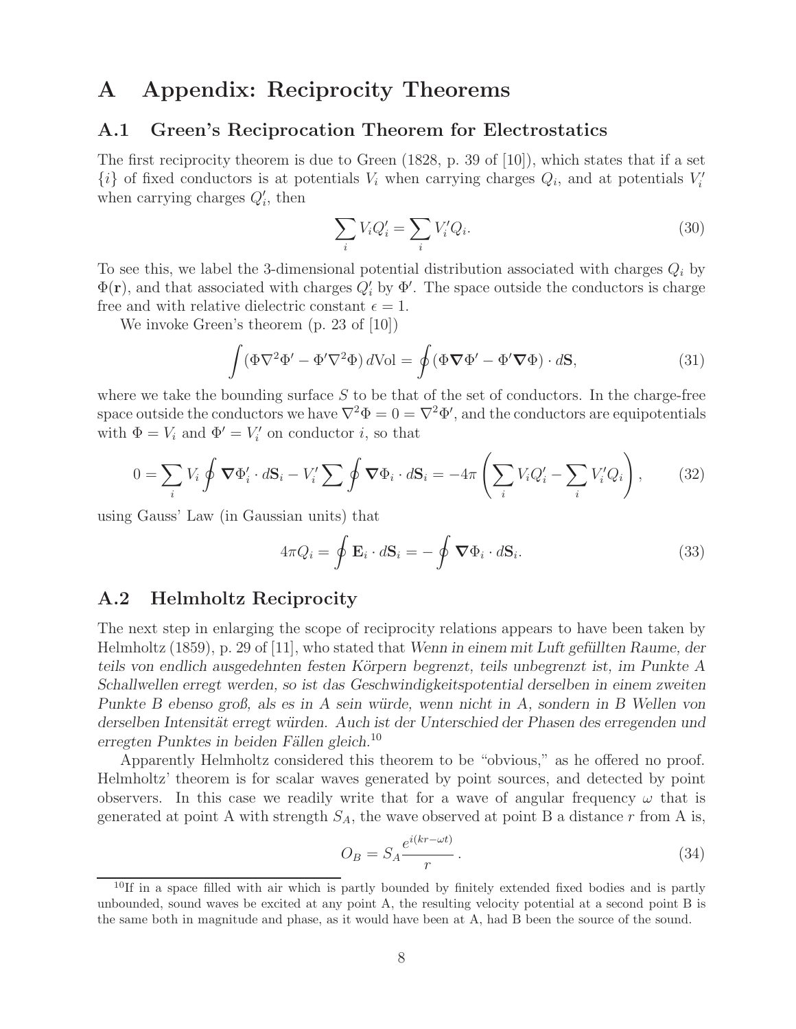# A Appendix: Reciprocity Theorems

## A.1 Green's Reciprocation Theorem for Electrostatics

The first reciprocity theorem is due to Green (1828, p. 39 of [10]), which states that if a set $\{i\}$ of fixed conductors is at potentials $V_i$ when carrying charges $Q_i$, and at potentials $V_i'$ when carrying charges $Q_i'$, then

$$\sum_i V_i Q_i' = \sum_i V_i' Q_i. \tag{30}$$

To see this, we label the 3-dimensional potential distribution associated with charges $Q_i$ by $\Phi(\mathbf{r})$, and that associated with charges $Q_i'$ by $\Phi'$. The space outside the conductors is charge free and with relative dielectric constant $\epsilon = 1$.

We invoke Green's theorem (p. 23 of [10])

$$\int (\Phi \nabla^2 \Phi' - \Phi' \nabla^2 \Phi) \, d\text{Vol} = \oint (\Phi \boldsymbol{\nabla} \Phi' - \Phi' \boldsymbol{\nabla} \Phi) \cdot d\mathbf{S}, \tag{31}$$

where we take the bounding surface $S$ to be that of the set of conductors. In the charge-free space outside the conductors we have $\nabla^2 \Phi = 0 = \nabla^2 \Phi'$, and the conductors are equipotentials with $\Phi = V_i$ and $\Phi' = V_i'$ on conductor $i$, so that

$$0 = \sum_i V_i \oint \boldsymbol{\nabla} \Phi_i' \cdot d\mathbf{S}_i - V_i' \sum \oint \boldsymbol{\nabla} \Phi_i \cdot d\mathbf{S}_i = -4\pi \left( \sum_i V_i Q_i' - \sum_i V_i' Q_i \right), \tag{32}$$

using Gauss' Law (in Gaussian units) that

$$4\pi Q_i = \oint \mathbf{E}_i \cdot d\mathbf{S}_i = - \oint \boldsymbol{\nabla} \Phi_i \cdot d\mathbf{S}_i. \tag{33}$$

## A.2 Helmholtz Reciprocity

The next step in enlarging the scope of reciprocity relations appears to have been taken by Helmholtz (1859), p. 29 of [11], who stated that *Wenn in einem mit Luft gefüllten Raume, der teils von endlich ausgedehnten festen Körpern begrenzt, teils unbegrenzt ist, im Punkte A Schallwellen erregt werden, so ist das Geschwindigkeitspotential derselben in einem zweiten Punkte B ebenso groß, als es in A sein würde, wenn nicht in A, sondern in B Wellen von derselben Intensität erregt würden. Auch ist der Unterschied der Phasen des erregenden und erregten Punktes in beiden Fällen gleich.*[10]

Apparently Helmholtz considered this theorem to be "obvious," as he offered no proof. Helmholtz' theorem is for scalar waves generated by point sources, and detected by point observers. In this case we readily write that for a wave of angular frequency $\omega$ that is generated at point A with strength $S_A$, the wave observed at point B a distance $r$ from A is,

$$O_B = S_A \frac{e^{i(kr - \omega t)}}{r}. \tag{34}$$

[10] If in a space filled with air which is partly bounded by finitely extended fixed bodies and is partly unbounded, sound waves be excited at any point A, the resulting velocity potential at a second point B is the same both in magnitude and phase, as it would have been at A, had B been the source of the sound.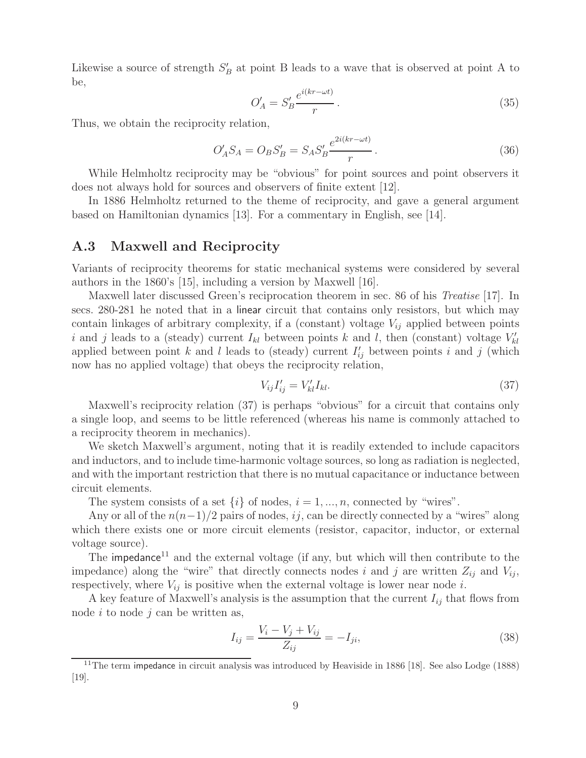Likewise a source of strength $S'_B$ at point B leads to a wave that is observed at point A to be,

$$O'_A = S'_B \frac{e^{i(kr-\omega t)}}{r}. \tag{35}$$

Thus, we obtain the reciprocity relation,

$$O'_A S_A = O_B S'_B = S_A S'_B \frac{e^{2i(kr-\omega t)}}{r}. \tag{36}$$

While Helmholtz reciprocity may be "obvious" for point sources and point observers it does not always hold for sources and observers of finite extent [12].

In 1886 Helmholtz returned to the theme of reciprocity, and gave a general argument based on Hamiltonian dynamics [13]. For a commentary in English, see [14].

## A.3 Maxwell and Reciprocity

Variants of reciprocity theorems for static mechanical systems were considered by several authors in the 1860's [15], including a version by Maxwell [16].

Maxwell later discussed Green's reciprocation theorem in sec. 86 of his *Treatise* [17]. In secs. 280-281 he noted that in a linear circuit that contains only resistors, but which may contain linkages of arbitrary complexity, if a (constant) voltage $V_{ij}$ applied between points $i$ and $j$ leads to a (steady) current $I_{kl}$ between points $k$ and $l$, then (constant) voltage $V'_{kl}$ applied between point $k$ and $l$ leads to (steady) current $I'_{ij}$ between points $i$ and $j$ (which now has no applied voltage) that obeys the reciprocity relation,

$$V_{ij} I'_{ij} = V'_{kl} I_{kl}. \tag{37}$$

Maxwell's reciprocity relation (37) is perhaps "obvious" for a circuit that contains only a single loop, and seems to be little referenced (whereas his name is commonly attached to a reciprocity theorem in mechanics).

We sketch Maxwell's argument, noting that it is readily extended to include capacitors and inductors, and to include time-harmonic voltage sources, so long as radiation is neglected, and with the important restriction that there is no mutual capacitance or inductance between circuit elements.

The system consists of a set $\{i\}$ of nodes, $i = 1, ..., n$, connected by "wires".

Any or all of the $n(n-1)/2$ pairs of nodes, $ij$, can be directly connected by a "wires" along which there exists one or more circuit elements (resistor, capacitor, inductor, or external voltage source).

The impedance[11] and the external voltage (if any, but which will then contribute to the impedance) along the "wire" that directly connects nodes $i$ and $j$ are written $Z_{ij}$ and $V_{ij}$, respectively, where $V_{ij}$ is positive when the external voltage is lower near node $i$.

A key feature of Maxwell's analysis is the assumption that the current $I_{ij}$ that flows from node $i$ to node $j$ can be written as,

$$I_{ij} = \frac{V_i - V_j + V_{ij}}{Z_{ij}} = -I_{ji}, \tag{38}$$

[11] The term impedance in circuit analysis was introduced by Heaviside in 1886 [18]. See also Lodge (1888) [19].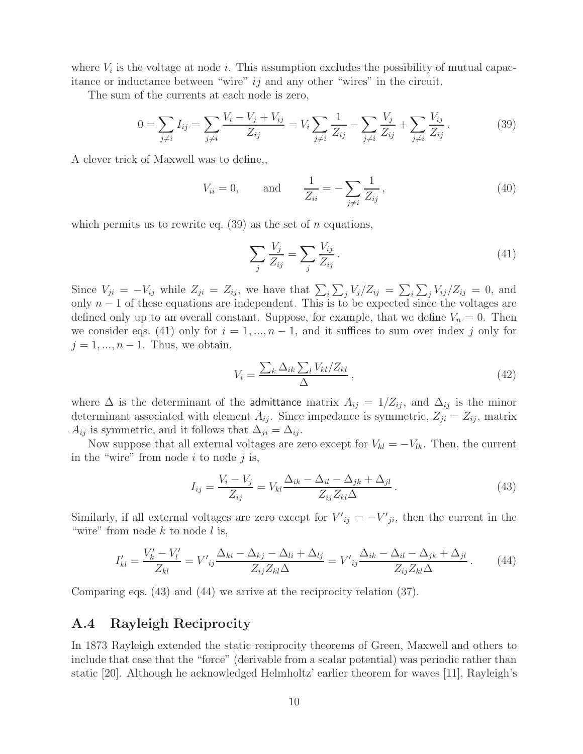where $V_i$ is the voltage at node $i$. This assumption excludes the possibility of mutual capacitance or inductance between "wire" $ij$ and any other "wires" in the circuit.

The sum of the currents at each node is zero,

$$0 = \sum_{j \neq i} I_{ij} = \sum_{j \neq i} \frac{V_i - V_j + V_{ij}}{Z_{ij}} = V_i \sum_{j \neq i} \frac{1}{Z_{ij}} - \sum_{j \neq i} \frac{V_j}{Z_{ij}} + \sum_{j \neq i} \frac{V_{ij}}{Z_{ij}} . \tag{39}$$

A clever trick of Maxwell was to define,,

$$V_{ii} = 0, \qquad \text{and} \qquad \frac{1}{Z_{ii}} = -\sum_{j \neq i} \frac{1}{Z_{ij}} , \tag{40}$$

which permits us to rewrite eq. (39) as the set of $n$ equations,

$$\sum_j \frac{V_j}{Z_{ij}} = \sum_j \frac{V_{ij}}{Z_{ij}} . \tag{41}$$

Since $V_{ji} = -V_{ij}$ while $Z_{ji} = Z_{ij}$, we have that $\sum_i \sum_j V_j / Z_{ij} = \sum_i \sum_j V_{ij}/Z_{ij} = 0$, and only $n - 1$ of these equations are independent. This is to be expected since the voltages are defined only up to an overall constant. Suppose, for example, that we define $V_n = 0$. Then we consider eqs. (41) only for $i = 1, ..., n - 1$, and it suffices to sum over index $j$ only for $j = 1, ..., n - 1$. Thus, we obtain,

$$V_i = \frac{\sum_k \Delta_{ik} \sum_l V_{kl}/Z_{kl}}{\Delta} , \tag{42}$$

where $\Delta$ is the determinant of the admittance matrix $A_{ij} = 1/Z_{ij}$, and $\Delta_{ij}$ is the minor determinant associated with element $A_{ij}$. Since impedance is symmetric, $Z_{ji} = Z_{ij}$, matrix $A_{ij}$ is symmetric, and it follows that $\Delta_{ji} = \Delta_{ij}$.

Now suppose that all external voltages are zero except for $V_{kl} = -V_{lk}$. Then, the current in the "wire" from node $i$ to node $j$ is,

$$I_{ij} = \frac{V_i - V_j}{Z_{ij}} = V_{kl} \frac{\Delta_{ik} - \Delta_{il} - \Delta_{jk} + \Delta_{jl}}{Z_{ij} Z_{kl} \Delta} . \tag{43}$$

Similarly, if all external voltages are zero except for $V'_{ij} = -V'_{ji}$, then the current in the "wire" from node $k$ to node $l$ is,

$$I'_{kl} = \frac{V'_k - V'_l}{Z_{kl}} = V'_{ij} \frac{\Delta_{ki} - \Delta_{kj} - \Delta_{li} + \Delta_{lj}}{Z_{ij} Z_{kl} \Delta} = V'_{ij} \frac{\Delta_{ik} - \Delta_{il} - \Delta_{jk} + \Delta_{jl}}{Z_{ij} Z_{kl} \Delta} . \tag{44}$$

Comparing eqs. (43) and (44) we arrive at the reciprocity relation (37).

## A.4 Rayleigh Reciprocity

In 1873 Rayleigh extended the static reciprocity theorems of Green, Maxwell and others to include that case that the "force" (derivable from a scalar potential) was periodic rather than static [20]. Although he acknowledged Helmholtz' earlier theorem for waves [11], Rayleigh's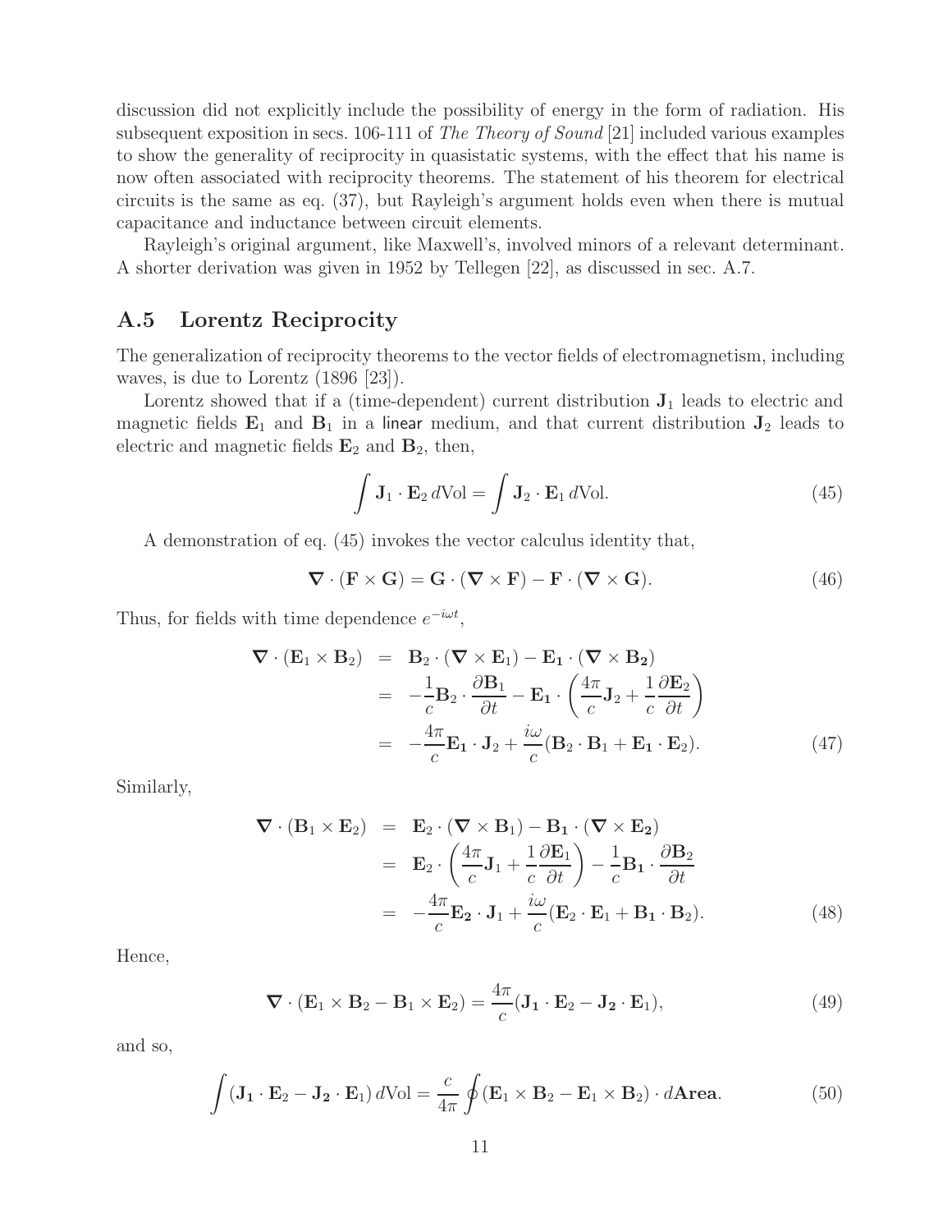discussion did not explicitly include the possibility of energy in the form of radiation. His subsequent exposition in secs. 106-111 of *The Theory of Sound* [21] included various examples to show the generality of reciprocity in quasistatic systems, with the effect that his name is now often associated with reciprocity theorems. The statement of his theorem for electrical circuits is the same as eq. (37), but Rayleigh's argument holds even when there is mutual capacitance and inductance between circuit elements.

Rayleigh's original argument, like Maxwell's, involved minors of a relevant determinant. A shorter derivation was given in 1952 by Tellegen [22], as discussed in sec. A.7.

## A.5 Lorentz Reciprocity

The generalization of reciprocity theorems to the vector fields of electromagnetism, including waves, is due to Lorentz (1896 [23]).

Lorentz showed that if a (time-dependent) current distribution $\mathbf{J}_1$ leads to electric and magnetic fields $\mathbf{E}_1$ and $\mathbf{B}_1$ in a linear medium, and that current distribution $\mathbf{J}_2$ leads to electric and magnetic fields $\mathbf{E}_2$ and $\mathbf{B}_2$, then,

$$\int \mathbf{J}_1 \cdot \mathbf{E}_2 \, d\mathrm{Vol} = \int \mathbf{J}_2 \cdot \mathbf{E}_1 \, d\mathrm{Vol}. \tag{45}$$

A demonstration of eq. (45) invokes the vector calculus identity that,

$$\boldsymbol{\nabla} \cdot (\mathbf{F} \times \mathbf{G}) = \mathbf{G} \cdot (\boldsymbol{\nabla} \times \mathbf{F}) - \mathbf{F} \cdot (\boldsymbol{\nabla} \times \mathbf{G}). \tag{46}$$

Thus, for fields with time dependence $e^{-i\omega t}$,

$$\begin{aligned}
\boldsymbol{\nabla} \cdot (\mathbf{E}_1 \times \mathbf{B}_2) &= \mathbf{B}_2 \cdot (\boldsymbol{\nabla} \times \mathbf{E}_1) - \mathbf{E_1} \cdot (\boldsymbol{\nabla} \times \mathbf{B_2}) \\
&= -\frac{1}{c} \mathbf{B}_2 \cdot \frac{\partial \mathbf{B}_1}{\partial t} - \mathbf{E_1} \cdot \left( \frac{4\pi}{c} \mathbf{J}_2 + \frac{1}{c} \frac{\partial \mathbf{E}_2}{\partial t} \right) \\
&= -\frac{4\pi}{c} \mathbf{E_1} \cdot \mathbf{J}_2 + \frac{i\omega}{c} (\mathbf{B}_2 \cdot \mathbf{B}_1 + \mathbf{E_1} \cdot \mathbf{E}_2).
\end{aligned} \tag{47}$$

Similarly,

$$\begin{aligned}
\boldsymbol{\nabla} \cdot (\mathbf{B}_1 \times \mathbf{E}_2) &= \mathbf{E}_2 \cdot (\boldsymbol{\nabla} \times \mathbf{B}_1) - \mathbf{B_1} \cdot (\boldsymbol{\nabla} \times \mathbf{E_2}) \\
&= \mathbf{E}_2 \cdot \left( \frac{4\pi}{c} \mathbf{J}_1 + \frac{1}{c} \frac{\partial \mathbf{E}_1}{\partial t} \right) - \frac{1}{c} \mathbf{B_1} \cdot \frac{\partial \mathbf{B}_2}{\partial t} \\
&= -\frac{4\pi}{c} \mathbf{E_2} \cdot \mathbf{J}_1 + \frac{i\omega}{c} (\mathbf{E}_2 \cdot \mathbf{E}_1 + \mathbf{B_1} \cdot \mathbf{B}_2).
\end{aligned} \tag{48}$$

Hence,

$$\boldsymbol{\nabla} \cdot (\mathbf{E}_1 \times \mathbf{B}_2 - \mathbf{B}_1 \times \mathbf{E}_2) = \frac{4\pi}{c} (\mathbf{J_1} \cdot \mathbf{E}_2 - \mathbf{J_2} \cdot \mathbf{E}_1), \tag{49}$$

and so,

$$\int (\mathbf{J_1} \cdot \mathbf{E}_2 - \mathbf{J_2} \cdot \mathbf{E}_1) \, d\mathrm{Vol} = \frac{c}{4\pi} \oint (\mathbf{E}_1 \times \mathbf{B}_2 - \mathbf{E}_1 \times \mathbf{B}_2) \cdot d\mathbf{Area}. \tag{50}$$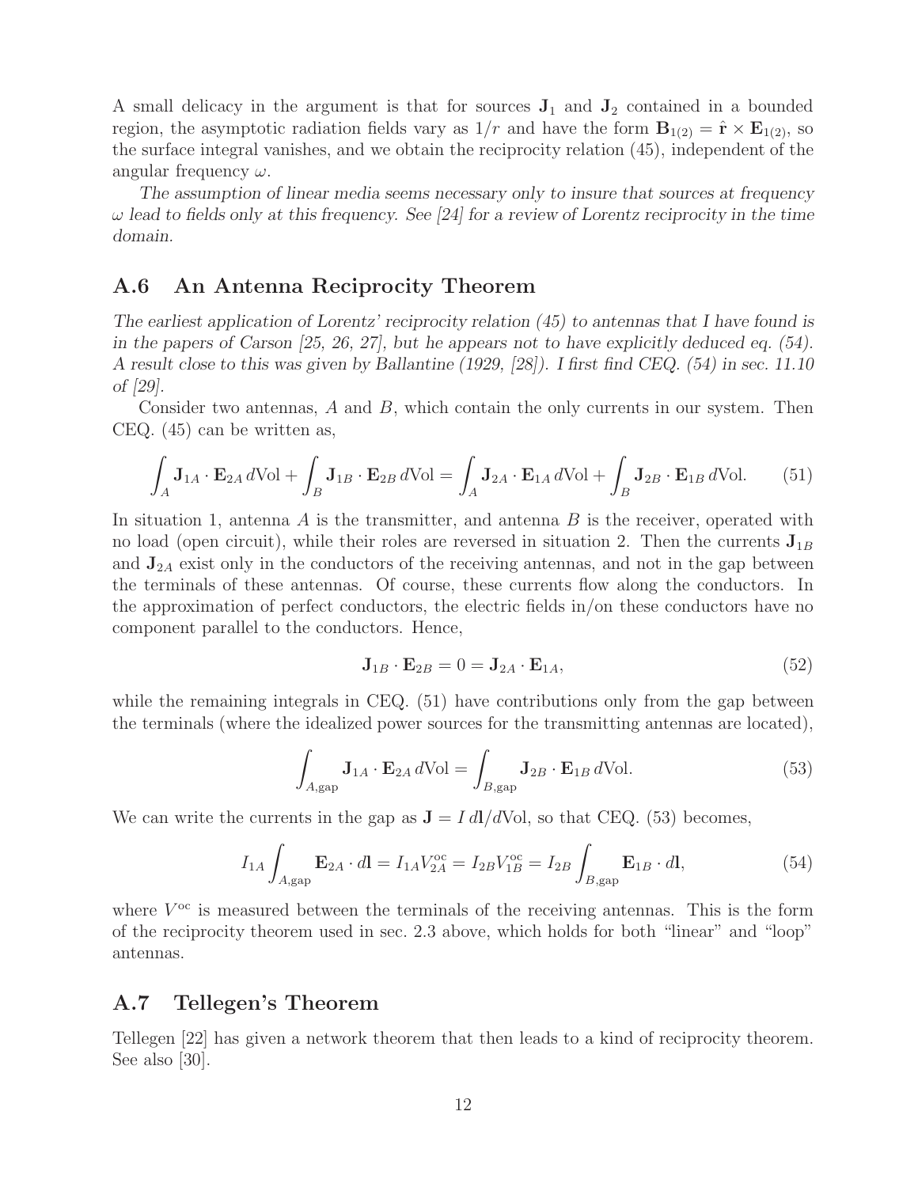A small delicacy in the argument is that for sources $\mathbf{J}_1$ and $\mathbf{J}_2$ contained in a bounded region, the asymptotic radiation fields vary as $1/r$ and have the form $\mathbf{B}_{1(2)} = \hat{\mathbf{r}} \times \mathbf{E}_{1(2)}$, so the surface integral vanishes, and we obtain the reciprocity relation (45), independent of the angular frequency $\omega$.

*The assumption of linear media seems necessary only to insure that sources at frequency $\omega$ lead to fields only at this frequency. See [24] for a review of Lorentz reciprocity in the time domain.*

## A.6 An Antenna Reciprocity Theorem

*The earliest application of Lorentz' reciprocity relation (45) to antennas that I have found is in the papers of Carson [25, 26, 27], but he appears not to have explicitly deduced eq. (54). A result close to this was given by Ballantine (1929, [28]). I first find CEQ. (54) in sec. 11.10 of [29].*

Consider two antennas, $A$ and $B$, which contain the only currents in our system. Then CEQ. (45) can be written as,

$$\int_A \mathbf{J}_{1A} \cdot \mathbf{E}_{2A} \, d\mathrm{Vol} + \int_B \mathbf{J}_{1B} \cdot \mathbf{E}_{2B} \, d\mathrm{Vol} = \int_A \mathbf{J}_{2A} \cdot \mathbf{E}_{1A} \, d\mathrm{Vol} + \int_B \mathbf{J}_{2B} \cdot \mathbf{E}_{1B} \, d\mathrm{Vol}. \tag{51}$$

In situation 1, antenna $A$ is the transmitter, and antenna $B$ is the receiver, operated with no load (open circuit), while their roles are reversed in situation 2. Then the currents $\mathbf{J}_{1B}$ and $\mathbf{J}_{2A}$ exist only in the conductors of the receiving antennas, and not in the gap between the terminals of these antennas. Of course, these currents flow along the conductors. In the approximation of perfect conductors, the electric fields in/on these conductors have no component parallel to the conductors. Hence,

$$\mathbf{J}_{1B} \cdot \mathbf{E}_{2B} = 0 = \mathbf{J}_{2A} \cdot \mathbf{E}_{1A}, \tag{52}$$

while the remaining integrals in CEQ. (51) have contributions only from the gap between the terminals (where the idealized power sources for the transmitting antennas are located),

$$\int_{A,\mathrm{gap}} \mathbf{J}_{1A} \cdot \mathbf{E}_{2A} \, d\mathrm{Vol} = \int_{B,\mathrm{gap}} \mathbf{J}_{2B} \cdot \mathbf{E}_{1B} \, d\mathrm{Vol}. \tag{53}$$

We can write the currents in the gap as $\mathbf{J} = I \, d\mathbf{l}/d\mathrm{Vol}$, so that CEQ. (53) becomes,

$$I_{1A} \int_{A,\mathrm{gap}} \mathbf{E}_{2A} \cdot d\mathbf{l} = I_{1A} V_{2A}^{\mathrm{oc}} = I_{2B} V_{1B}^{\mathrm{oc}} = I_{2B} \int_{B,\mathrm{gap}} \mathbf{E}_{1B} \cdot d\mathbf{l}, \tag{54}$$

where $V^{\mathrm{oc}}$ is measured between the terminals of the receiving antennas. This is the form of the reciprocity theorem used in sec. 2.3 above, which holds for both "linear" and "loop" antennas.

## A.7 Tellegen's Theorem

Tellegen [22] has given a network theorem that then leads to a kind of reciprocity theorem. See also [30].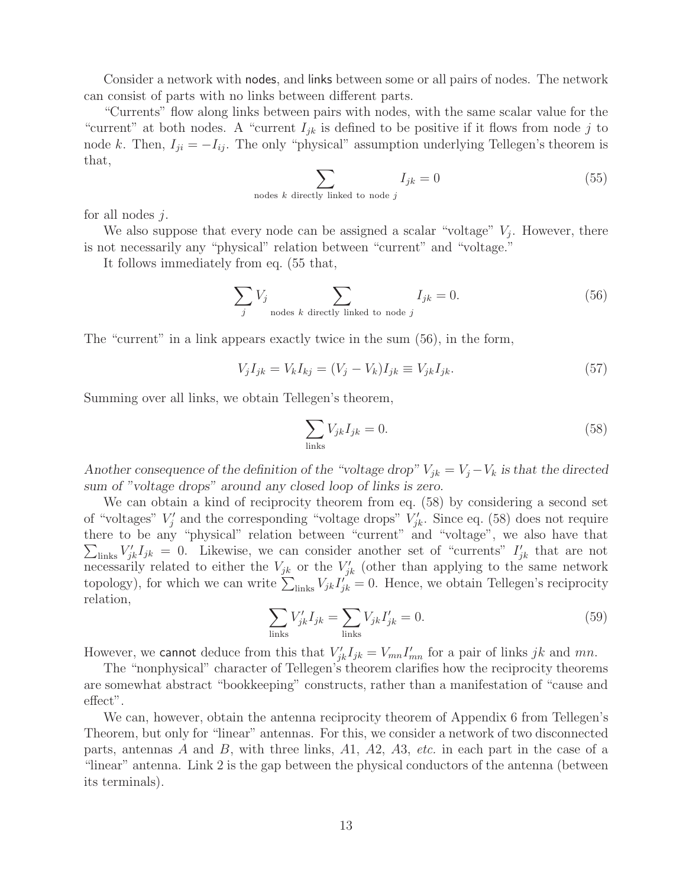Consider a network with nodes, and links between some or all pairs of nodes. The network can consist of parts with no links between different parts.

"Currents" flow along links between pairs with nodes, with the same scalar value for the "current" at both nodes. A "current $I_{jk}$ is defined to be positive if it flows from node $j$ to node $k$. Then, $I_{ji} = -I_{ij}$. The only "physical" assumption underlying Tellegen's theorem is that,

$$\sum_{\text{nodes } k \text{ directly linked to node } j} I_{jk} = 0 \tag{55}$$

for all nodes $j$.

We also suppose that every node can be assigned a scalar "voltage" $V_j$. However, there is not necessarily any "physical" relation between "current" and "voltage."

It follows immediately from eq. (55 that,

$$\sum_j V_j \sum_{\text{nodes } k \text{ directly linked to node } j} I_{jk} = 0. \tag{56}$$

The "current" in a link appears exactly twice in the sum (56), in the form,

$$V_j I_{jk} = V_k I_{kj} = (V_j - V_k) I_{jk} \equiv V_{jk} I_{jk}. \tag{57}$$

Summing over all links, we obtain Tellegen's theorem,

$$\sum_{\text{links}} V_{jk} I_{jk} = 0. \tag{58}$$

*Another consequence of the definition of the "voltage drop" $V_{jk} = V_j - V_k$ is that the directed sum of "voltage drops" around any closed loop of links is zero.*

We can obtain a kind of reciprocity theorem from eq. (58) by considering a second set of "voltages" $V'_j$ and the corresponding "voltage drops" $V'_{jk}$. Since eq. (58) does not require there to be any "physical" relation between "current" and "voltage", we also have that $\sum_{\text{links}} V'_{jk} I_{jk} = 0$. Likewise, we can consider another set of "currents" $I'_{jk}$ that are not necessarily related to either the $V_{jk}$ or the $V'_{jk}$ (other than applying to the same network topology), for which we can write $\sum_{\text{links}} V_{jk} I'_{jk} = 0$. Hence, we obtain Tellegen's reciprocity relation,

$$\sum_{\text{links}} V'_{jk} I_{jk} = \sum_{\text{links}} V_{jk} I'_{jk} = 0. \tag{59}$$

However, we cannot deduce from this that $V'_{jk} I_{jk} = V_{mn} I'_{mn}$ for a pair of links $jk$ and $mn$.

The "nonphysical" character of Tellegen's theorem clarifies how the reciprocity theorems are somewhat abstract "bookkeeping" constructs, rather than a manifestation of "cause and effect".

We can, however, obtain the antenna reciprocity theorem of Appendix 6 from Tellegen's Theorem, but only for "linear" antennas. For this, we consider a network of two disconnected parts, antennas $A$ and $B$, with three links, $A1$, $A2$, $A3$, *etc.* in each part in the case of a "linear" antenna. Link 2 is the gap between the physical conductors of the antenna (between its terminals).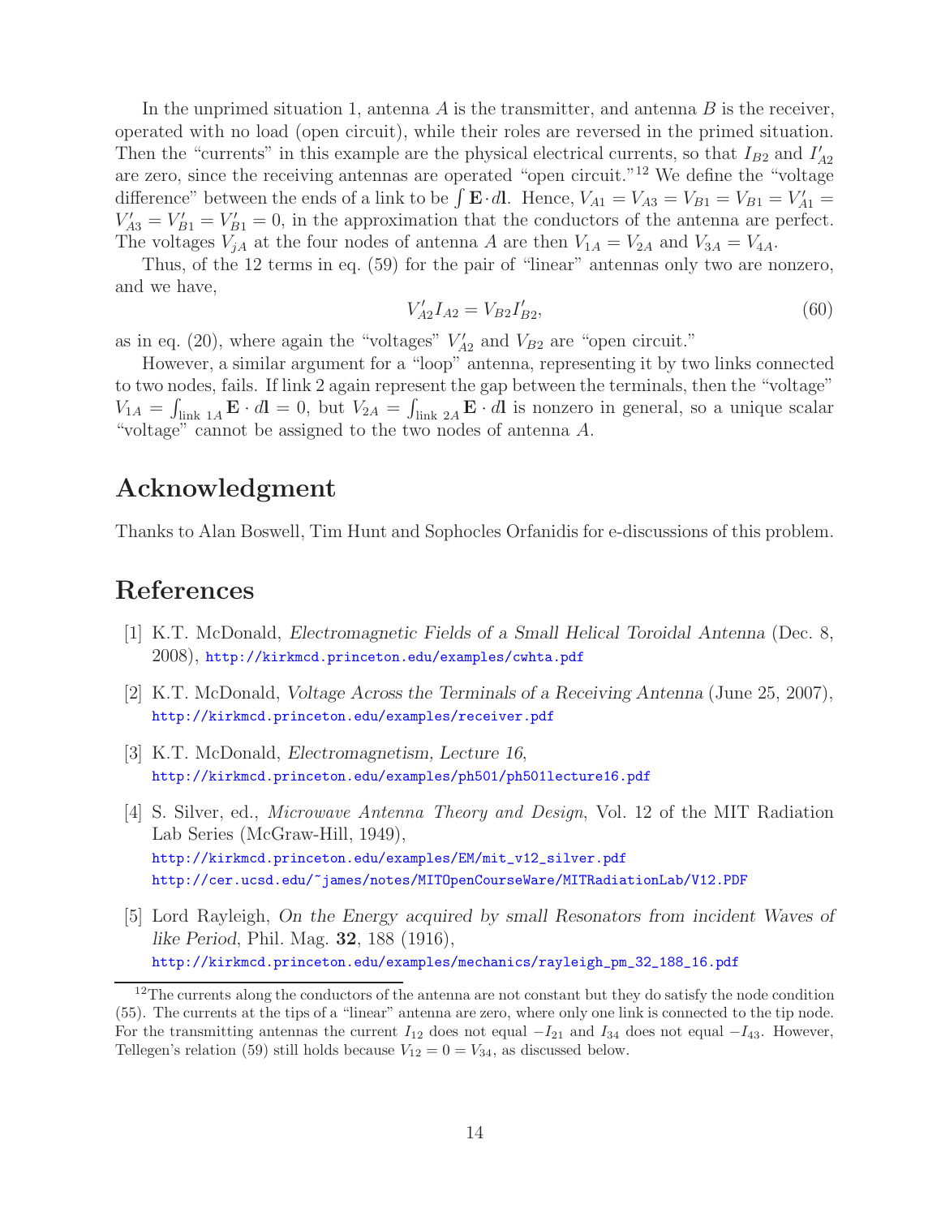In the unprimed situation 1, antenna $A$ is the transmitter, and antenna $B$ is the receiver, operated with no load (open circuit), while their roles are reversed in the primed situation. Then the "currents" in this example are the physical electrical currents, so that $I_{B2}$ and $I'_{A2}$ are zero, since the receiving antennas are operated "open circuit."[12] We define the "voltage difference" between the ends of a link to be $\int \mathbf{E} \cdot d\mathbf{l}$. Hence, $V_{A1} = V_{A3} = V_{B1} = V_{B1} = V'_{A1} = V'_{A3} = V'_{B1} = V'_{B1} = 0$, in the approximation that the conductors of the antenna are perfect. The voltages $V_{jA}$ at the four nodes of antenna $A$ are then $V_{1A} = V_{2A}$ and $V_{3A} = V_{4A}$.

Thus, of the 12 terms in eq. (59) for the pair of "linear" antennas only two are nonzero, and we have,

$$V'_{A2} I_{A2} = V_{B2} I'_{B2}, \tag{60}$$

as in eq. (20), where again the "voltages" $V'_{A2}$ and $V_{B2}$ are "open circuit."

However, a similar argument for a "loop" antenna, representing it by two links connected to two nodes, fails. If link 2 again represent the gap between the terminals, then the "voltage" $V_{1A} = \int_{\text{link } 1A} \mathbf{E} \cdot d\mathbf{l} = 0$, but $V_{2A} = \int_{\text{link } 2A} \mathbf{E} \cdot d\mathbf{l}$ is nonzero in general, so a unique scalar "voltage" cannot be assigned to the two nodes of antenna $A$.

## Acknowledgment

Thanks to Alan Boswell, Tim Hunt and Sophocles Orfanidis for e-discussions of this problem.

## References

[1] K.T. McDonald, *Electromagnetic Fields of a Small Helical Toroidal Antenna* (Dec. 8, 2008), http://kirkmcd.princeton.edu/examples/cwhta.pdf

[2] K.T. McDonald, *Voltage Across the Terminals of a Receiving Antenna* (June 25, 2007), http://kirkmcd.princeton.edu/examples/receiver.pdf

[3] K.T. McDonald, *Electromagnetism, Lecture 16*, http://kirkmcd.princeton.edu/examples/ph501/ph501lecture16.pdf

[4] S. Silver, ed., *Microwave Antenna Theory and Design*, Vol. 12 of the MIT Radiation Lab Series (McGraw-Hill, 1949), http://kirkmcd.princeton.edu/examples/EM/mit_v12_silver.pdf http://cer.ucsd.edu/~james/notes/MITOpenCourseWare/MITRadiationLab/V12.PDF

[5] Lord Rayleigh, *On the Energy acquired by small Resonators from incident Waves of like Period*, Phil. Mag. **32**, 188 (1916), http://kirkmcd.princeton.edu/examples/mechanics/rayleigh_pm_32_188_16.pdf

---

[12] The currents along the conductors of the antenna are not constant but they do satisfy the node condition (55). The currents at the tips of a "linear" antenna are zero, where only one link is connected to the tip node. For the transmitting antennas the current $I_{12}$ does not equal $-I_{21}$ and $I_{34}$ does not equal $-I_{43}$. However, Tellegen's relation (59) still holds because $V_{12} = 0 = V_{34}$, as discussed below.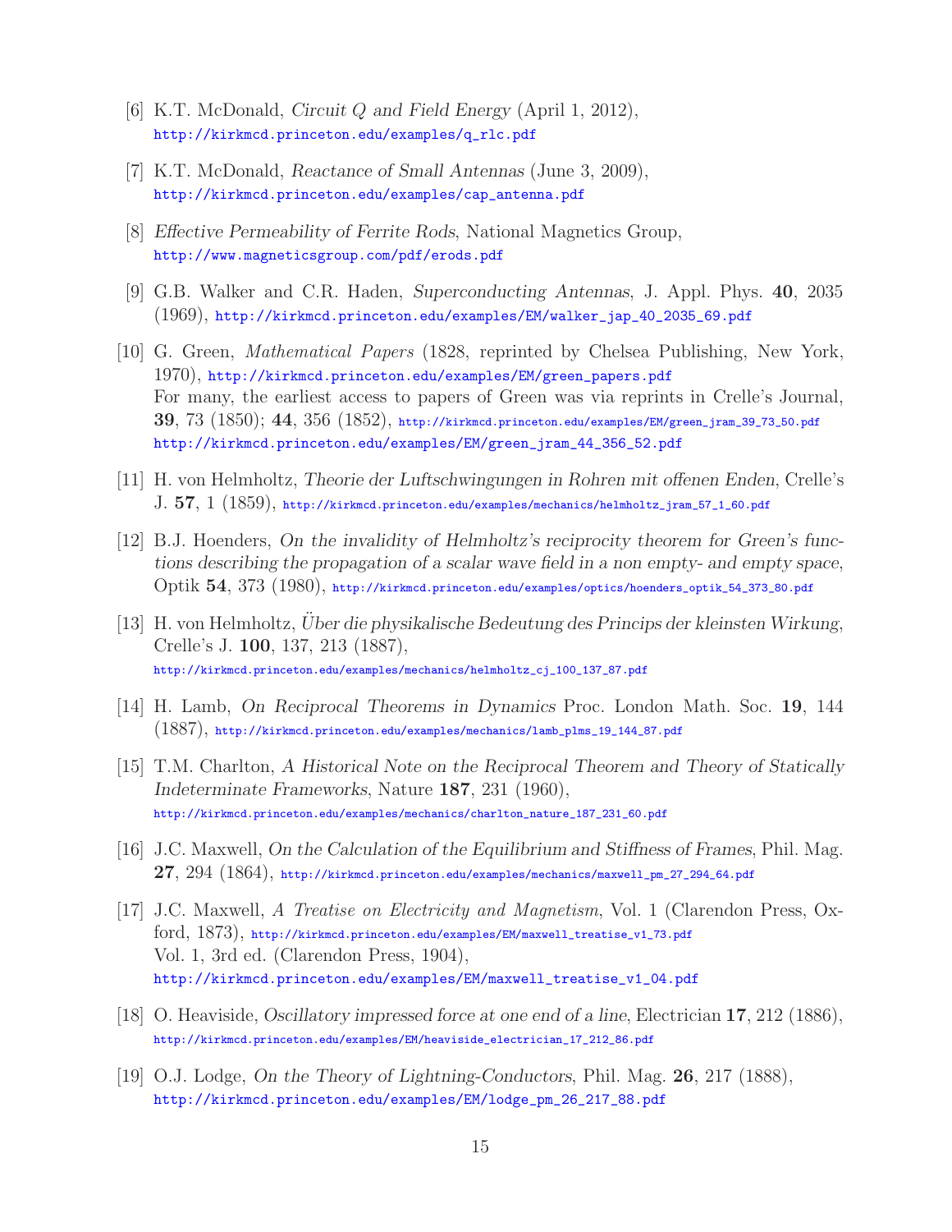[6] K.T. McDonald, *Circuit Q and Field Energy* (April 1, 2012), http://kirkmcd.princeton.edu/examples/q_rlc.pdf

[7] K.T. McDonald, *Reactance of Small Antennas* (June 3, 2009), http://kirkmcd.princeton.edu/examples/cap_antenna.pdf

[8] *Effective Permeability of Ferrite Rods*, National Magnetics Group, http://www.magneticsgroup.com/pdf/erods.pdf

[9] G.B. Walker and C.R. Haden, *Superconducting Antennas*, J. Appl. Phys. **40**, 2035 (1969), http://kirkmcd.princeton.edu/examples/EM/walker_jap_40_2035_69.pdf

[10] G. Green, *Mathematical Papers* (1828, reprinted by Chelsea Publishing, New York, 1970), http://kirkmcd.princeton.edu/examples/EM/green_papers.pdf
For many, the earliest access to papers of Green was via reprints in Crelle's Journal, **39**, 73 (1850); **44**, 356 (1852), http://kirkmcd.princeton.edu/examples/EM/green_jram_39_73_50.pdf
http://kirkmcd.princeton.edu/examples/EM/green_jram_44_356_52.pdf

[11] H. von Helmholtz, *Theorie der Luftschwingungen in Rohren mit offenen Enden*, Crelle's J. **57**, 1 (1859), http://kirkmcd.princeton.edu/examples/mechanics/helmholtz_jram_57_1_60.pdf

[12] B.J. Hoenders, *On the invalidity of Helmholtz's reciprocity theorem for Green's functions describing the propagation of a scalar wave field in a non empty- and empty space*, Optik **54**, 373 (1980), http://kirkmcd.princeton.edu/examples/optics/hoenders_optik_54_373_80.pdf

[13] H. von Helmholtz, *Über die physikalische Bedeutung des Princips der kleinsten Wirkung*, Crelle's J. **100**, 137, 213 (1887), http://kirkmcd.princeton.edu/examples/mechanics/helmholtz_cj_100_137_87.pdf

[14] H. Lamb, *On Reciprocal Theorems in Dynamics* Proc. London Math. Soc. **19**, 144 (1887), http://kirkmcd.princeton.edu/examples/mechanics/lamb_plms_19_144_87.pdf

[15] T.M. Charlton, *A Historical Note on the Reciprocal Theorem and Theory of Statically Indeterminate Frameworks*, Nature **187**, 231 (1960), http://kirkmcd.princeton.edu/examples/mechanics/charlton_nature_187_231_60.pdf

[16] J.C. Maxwell, *On the Calculation of the Equilibrium and Stiffness of Frames*, Phil. Mag. **27**, 294 (1864), http://kirkmcd.princeton.edu/examples/mechanics/maxwell_pm_27_294_64.pdf

[17] J.C. Maxwell, *A Treatise on Electricity and Magnetism*, Vol. 1 (Clarendon Press, Oxford, 1873), http://kirkmcd.princeton.edu/examples/EM/maxwell_treatise_v1_73.pdf
Vol. 1, 3rd ed. (Clarendon Press, 1904), http://kirkmcd.princeton.edu/examples/EM/maxwell_treatise_v1_04.pdf

[18] O. Heaviside, *Oscillatory impressed force at one end of a line*, Electrician **17**, 212 (1886), http://kirkmcd.princeton.edu/examples/EM/heaviside_electrician_17_212_86.pdf

[19] O.J. Lodge, *On the Theory of Lightning-Conductors*, Phil. Mag. **26**, 217 (1888), http://kirkmcd.princeton.edu/examples/EM/lodge_pm_26_217_88.pdf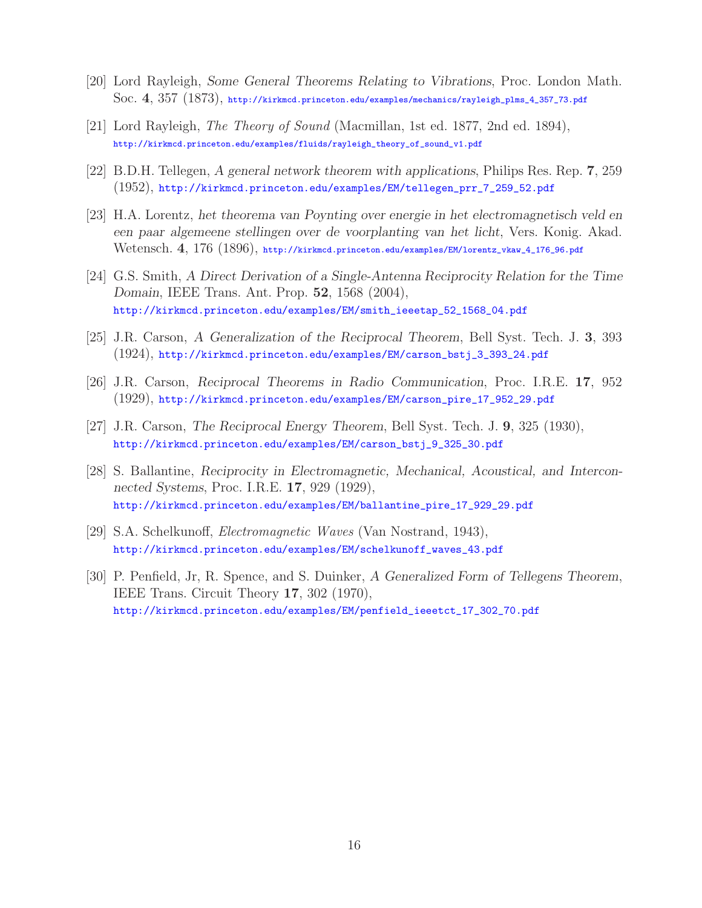[20] Lord Rayleigh, *Some General Theorems Relating to Vibrations*, Proc. London Math. Soc. **4**, 357 (1873), http://kirkmcd.princeton.edu/examples/mechanics/rayleigh_plms_4_357_73.pdf

[21] Lord Rayleigh, *The Theory of Sound* (Macmillan, 1st ed. 1877, 2nd ed. 1894), http://kirkmcd.princeton.edu/examples/fluids/rayleigh_theory_of_sound_v1.pdf

[22] B.D.H. Tellegen, *A general network theorem with applications*, Philips Res. Rep. **7**, 259 (1952), http://kirkmcd.princeton.edu/examples/EM/tellegen_prr_7_259_52.pdf

[23] H.A. Lorentz, *het theorema van Poynting over energie in het electromagnetisch veld en een paar algemeene stellingen over de voorplanting van het licht*, Vers. Konig. Akad. Wetensch. **4**, 176 (1896), http://kirkmcd.princeton.edu/examples/EM/lorentz_vkaw_4_176_96.pdf

[24] G.S. Smith, *A Direct Derivation of a Single-Antenna Reciprocity Relation for the Time Domain*, IEEE Trans. Ant. Prop. **52**, 1568 (2004), http://kirkmcd.princeton.edu/examples/EM/smith_ieeetap_52_1568_04.pdf

[25] J.R. Carson, *A Generalization of the Reciprocal Theorem*, Bell Syst. Tech. J. **3**, 393 (1924), http://kirkmcd.princeton.edu/examples/EM/carson_bstj_3_393_24.pdf

[26] J.R. Carson, *Reciprocal Theorems in Radio Communication*, Proc. I.R.E. **17**, 952 (1929), http://kirkmcd.princeton.edu/examples/EM/carson_pire_17_952_29.pdf

[27] J.R. Carson, *The Reciprocal Energy Theorem*, Bell Syst. Tech. J. **9**, 325 (1930), http://kirkmcd.princeton.edu/examples/EM/carson_bstj_9_325_30.pdf

[28] S. Ballantine, *Reciprocity in Electromagnetic, Mechanical, Acoustical, and Interconnected Systems*, Proc. I.R.E. **17**, 929 (1929), http://kirkmcd.princeton.edu/examples/EM/ballantine_pire_17_929_29.pdf

[29] S.A. Schelkunoff, *Electromagnetic Waves* (Van Nostrand, 1943), http://kirkmcd.princeton.edu/examples/EM/schelkunoff_waves_43.pdf

[30] P. Penfield, Jr, R. Spence, and S. Duinker, *A Generalized Form of Tellegens Theorem*, IEEE Trans. Circuit Theory **17**, 302 (1970), http://kirkmcd.princeton.edu/examples/EM/penfield_ieeetct_17_302_70.pdf